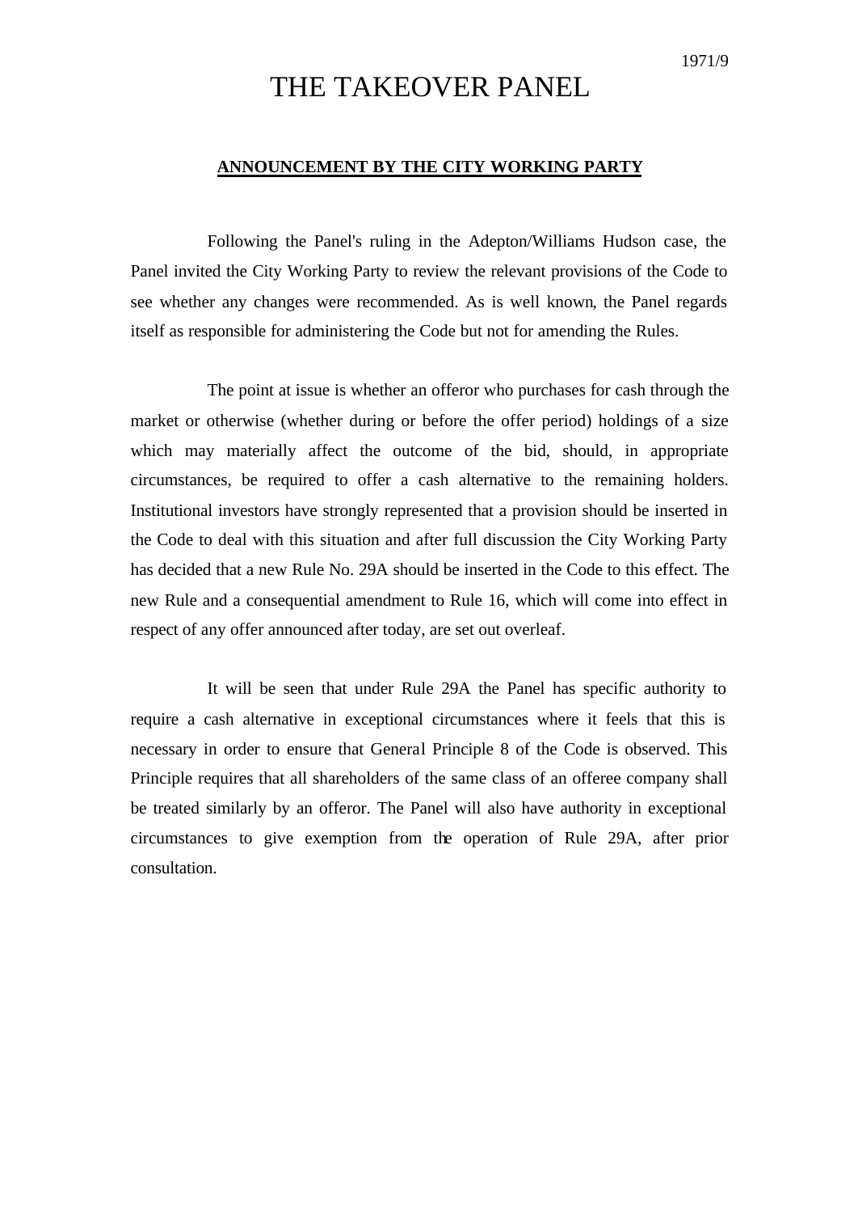1971/9

# THE TAKEOVER PANEL

## ANNOUNCEMENT BY THE CITY WORKING PARTY

Following the Panel's ruling in the Adepton/Williams Hudson case, the Panel invited the City Working Party to review the relevant provisions of the Code to see whether any changes were recommended. As is well known, the Panel regards itself as responsible for administering the Code but not for amending the Rules.

The point at issue is whether an offeror who purchases for cash through the market or otherwise (whether during or before the offer period) holdings of a size which may materially affect the outcome of the bid, should, in appropriate circumstances, be required to offer a cash alternative to the remaining holders. Institutional investors have strongly represented that a provision should be inserted in the Code to deal with this situation and after full discussion the City Working Party has decided that a new Rule No. 29A should be inserted in the Code to this effect. The new Rule and a consequential amendment to Rule 16, which will come into effect in respect of any offer announced after today, are set out overleaf.

It will be seen that under Rule 29A the Panel has specific authority to require a cash alternative in exceptional circumstances where it feels that this is necessary in order to ensure that General Principle 8 of the Code is observed. This Principle requires that all shareholders of the same class of an offeree company shall be treated similarly by an offeror. The Panel will also have authority in exceptional circumstances to give exemption from the operation of Rule 29A, after prior consultation.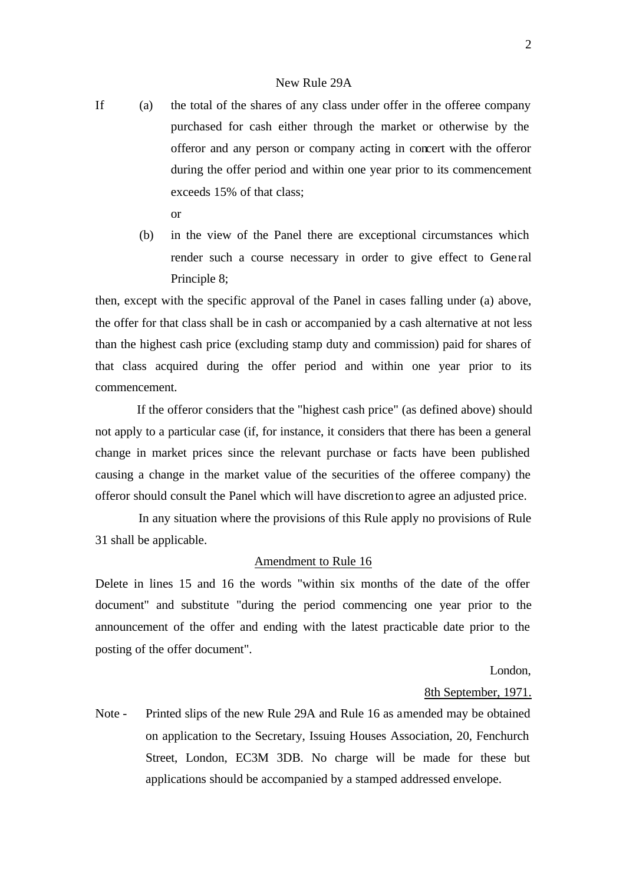## New Rule 29A

If

(a) the total of the shares of any class under offer in the offeree company purchased for cash either through the market or otherwise by the offeror and any person or company acting in concert with the offeror during the offer period and within one year prior to its commencement exceeds 15% of that class;

or

(b) in the view of the Panel there are exceptional circumstances which render such a course necessary in order to give effect to General Principle 8;

then, except with the specific approval of the Panel in cases falling under (a) above, the offer for that class shall be in cash or accompanied by a cash alternative at not less than the highest cash price (excluding stamp duty and commission) paid for shares of that class acquired during the offer period and within one year prior to its commencement.

If the offeror considers that the "highest cash price" (as defined above) should not apply to a particular case (if, for instance, it considers that there has been a general change in market prices since the relevant purchase or facts have been published causing a change in the market value of the securities of the offeree company) the offeror should consult the Panel which will have discretion to agree an adjusted price.

In any situation where the provisions of this Rule apply no provisions of Rule 31 shall be applicable.

## Amendment to Rule 16

Delete in lines 15 and 16 the words "within six months of the date of the offer document" and substitute "during the period commencing one year prior to the announcement of the offer and ending with the latest practicable date prior to the posting of the offer document".

London,

8th September, 1971.

Note - Printed slips of the new Rule 29A and Rule 16 as amended may be obtained on application to the Secretary, Issuing Houses Association, 20, Fenchurch Street, London, EC3M 3DB. No charge will be made for these but applications should be accompanied by a stamped addressed envelope.